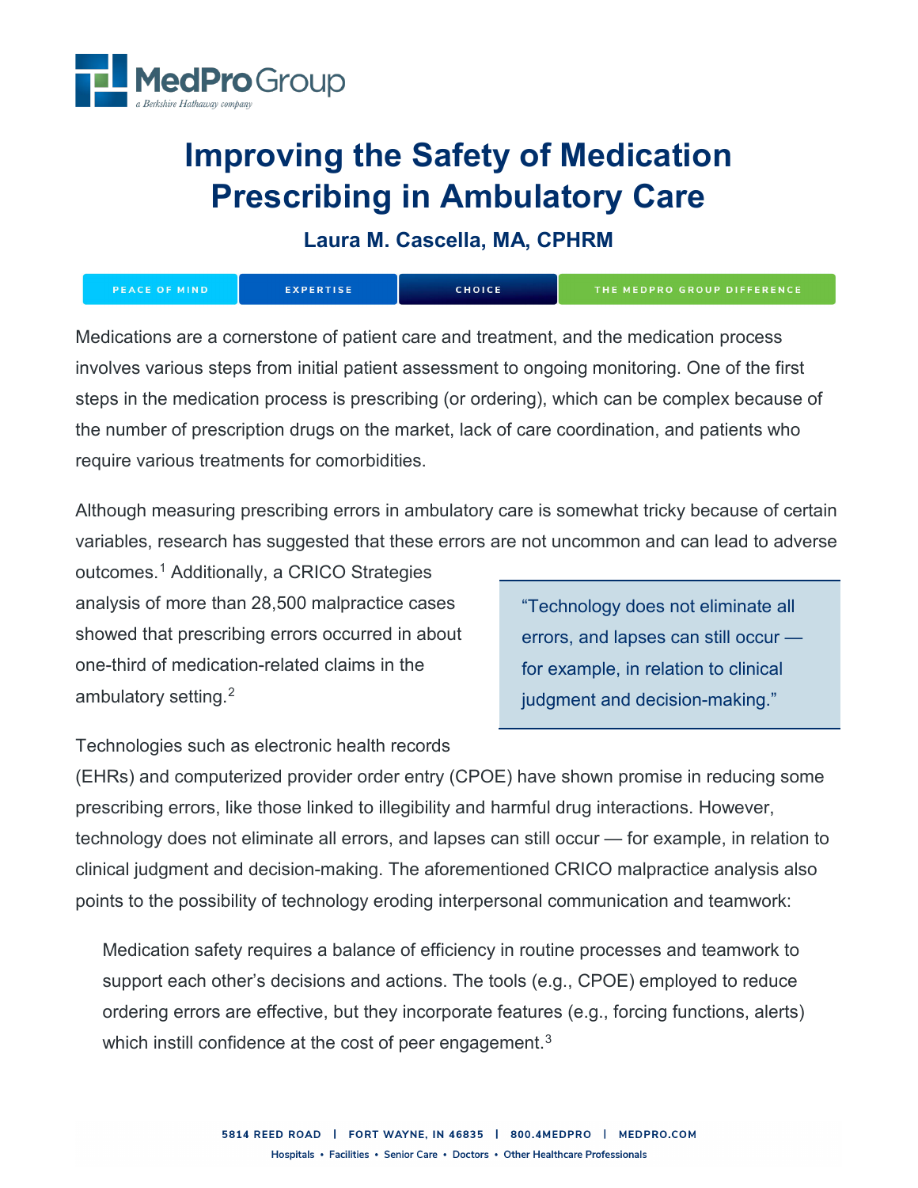# Improving the Safety of Medication Prescribing in Ambulatory Care

**Laura M. Cascella, MA, CPHRM**

Medications are a cornerstone of patient care and treatment, and the medication process involves various steps from initial patient assessment to ongoing monitoring. One of the first steps in the medication process is prescribing (or ordering), which can be complex because of the number of prescription drugs on the market, lack of care coordination, and patients who require various treatments for comorbidities.

Although measuring prescribing errors in ambulatory care is somewhat tricky because of certain variables, research has suggested that these errors are not uncommon and can lead to adverse outcomes.[1] Additionally, a CRICO Strategies analysis of more than 28,500 malpractice cases showed that prescribing errors occurred in about one-third of medication-related claims in the ambulatory setting.[2]

> "Technology does not eliminate all errors, and lapses can still occur — for example, in relation to clinical judgment and decision-making."

Technologies such as electronic health records (EHRs) and computerized provider order entry (CPOE) have shown promise in reducing some prescribing errors, like those linked to illegibility and harmful drug interactions. However, technology does not eliminate all errors, and lapses can still occur — for example, in relation to clinical judgment and decision-making. The aforementioned CRICO malpractice analysis also points to the possibility of technology eroding interpersonal communication and teamwork:

> Medication safety requires a balance of efficiency in routine processes and teamwork to support each other's decisions and actions. The tools (e.g., CPOE) employed to reduce ordering errors are effective, but they incorporate features (e.g., forcing functions, alerts) which instill confidence at the cost of peer engagement.[3]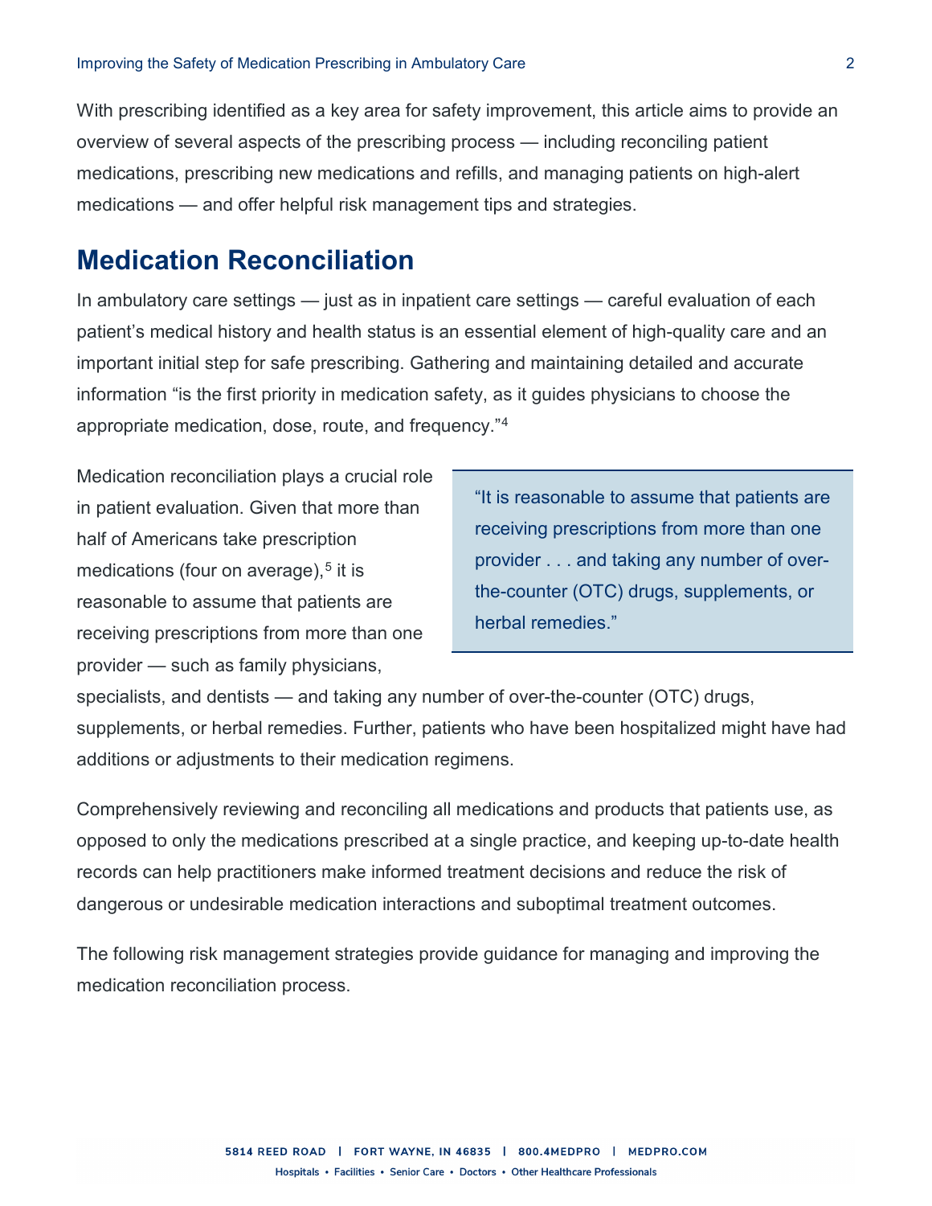With prescribing identified as a key area for safety improvement, this article aims to provide an overview of several aspects of the prescribing process — including reconciling patient medications, prescribing new medications and refills, and managing patients on high-alert medications — and offer helpful risk management tips and strategies.

## Medication Reconciliation

In ambulatory care settings — just as in inpatient care settings — careful evaluation of each patient's medical history and health status is an essential element of high-quality care and an important initial step for safe prescribing. Gathering and maintaining detailed and accurate information "is the first priority in medication safety, as it guides physicians to choose the appropriate medication, dose, route, and frequency."[4]

Medication reconciliation plays a crucial role in patient evaluation. Given that more than half of Americans take prescription medications (four on average),[5] it is reasonable to assume that patients are receiving prescriptions from more than one provider — such as family physicians, specialists, and dentists — and taking any number of over-the-counter (OTC) drugs, supplements, or herbal remedies. Further, patients who have been hospitalized might have had additions or adjustments to their medication regimens.

> "It is reasonable to assume that patients are receiving prescriptions from more than one provider . . . and taking any number of over-the-counter (OTC) drugs, supplements, or herbal remedies."

Comprehensively reviewing and reconciling all medications and products that patients use, as opposed to only the medications prescribed at a single practice, and keeping up-to-date health records can help practitioners make informed treatment decisions and reduce the risk of dangerous or undesirable medication interactions and suboptimal treatment outcomes.

The following risk management strategies provide guidance for managing and improving the medication reconciliation process.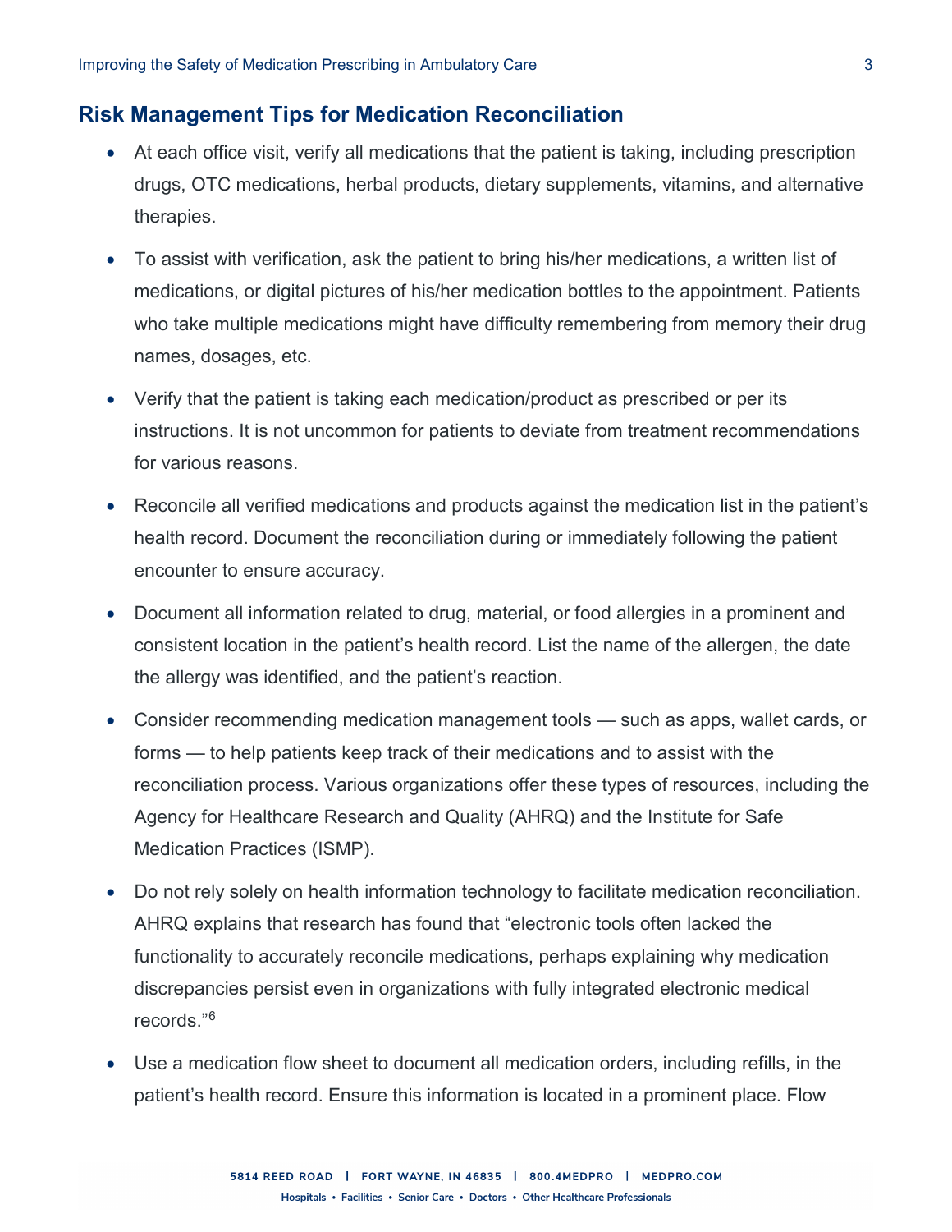## Risk Management Tips for Medication Reconciliation

- At each office visit, verify all medications that the patient is taking, including prescription drugs, OTC medications, herbal products, dietary supplements, vitamins, and alternative therapies.
- To assist with verification, ask the patient to bring his/her medications, a written list of medications, or digital pictures of his/her medication bottles to the appointment. Patients who take multiple medications might have difficulty remembering from memory their drug names, dosages, etc.
- Verify that the patient is taking each medication/product as prescribed or per its instructions. It is not uncommon for patients to deviate from treatment recommendations for various reasons.
- Reconcile all verified medications and products against the medication list in the patient's health record. Document the reconciliation during or immediately following the patient encounter to ensure accuracy.
- Document all information related to drug, material, or food allergies in a prominent and consistent location in the patient's health record. List the name of the allergen, the date the allergy was identified, and the patient's reaction.
- Consider recommending medication management tools — such as apps, wallet cards, or forms — to help patients keep track of their medications and to assist with the reconciliation process. Various organizations offer these types of resources, including the Agency for Healthcare Research and Quality (AHRQ) and the Institute for Safe Medication Practices (ISMP).
- Do not rely solely on health information technology to facilitate medication reconciliation. AHRQ explains that research has found that "electronic tools often lacked the functionality to accurately reconcile medications, perhaps explaining why medication discrepancies persist even in organizations with fully integrated electronic medical records."[6]
- Use a medication flow sheet to document all medication orders, including refills, in the patient's health record. Ensure this information is located in a prominent place. Flow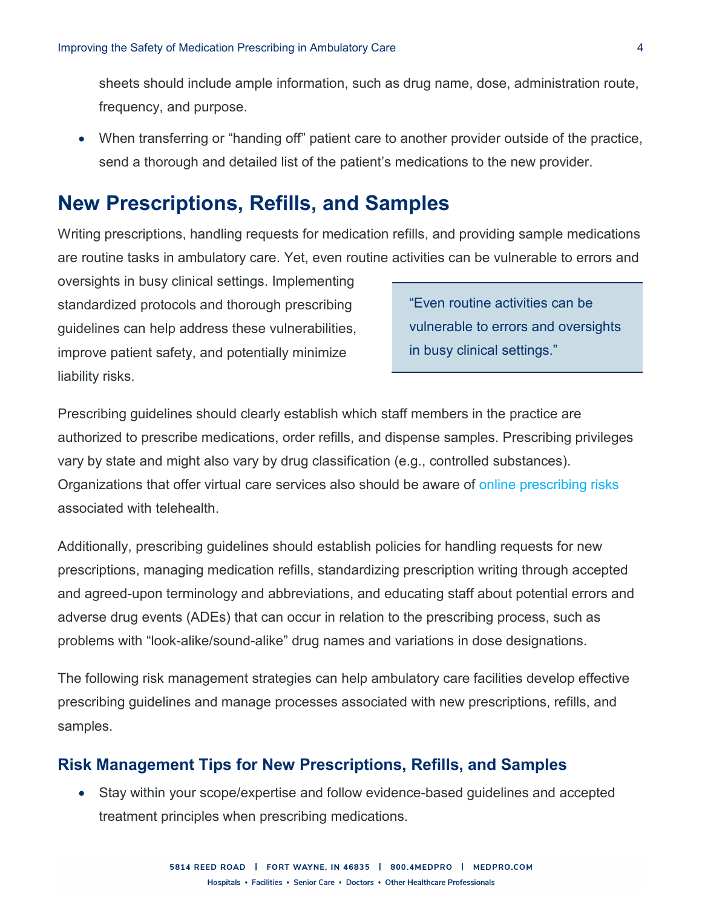sheets should include ample information, such as drug name, dose, administration route, frequency, and purpose.

- When transferring or "handing off" patient care to another provider outside of the practice, send a thorough and detailed list of the patient's medications to the new provider.

## New Prescriptions, Refills, and Samples

Writing prescriptions, handling requests for medication refills, and providing sample medications are routine tasks in ambulatory care. Yet, even routine activities can be vulnerable to errors and oversights in busy clinical settings. Implementing standardized protocols and thorough prescribing guidelines can help address these vulnerabilities, improve patient safety, and potentially minimize liability risks.

> "Even routine activities can be vulnerable to errors and oversights in busy clinical settings."

Prescribing guidelines should clearly establish which staff members in the practice are authorized to prescribe medications, order refills, and dispense samples. Prescribing privileges vary by state and might also vary by drug classification (e.g., controlled substances). Organizations that offer virtual care services also should be aware of online prescribing risks associated with telehealth.

Additionally, prescribing guidelines should establish policies for handling requests for new prescriptions, managing medication refills, standardizing prescription writing through accepted and agreed-upon terminology and abbreviations, and educating staff about potential errors and adverse drug events (ADEs) that can occur in relation to the prescribing process, such as problems with "look-alike/sound-alike" drug names and variations in dose designations.

The following risk management strategies can help ambulatory care facilities develop effective prescribing guidelines and manage processes associated with new prescriptions, refills, and samples.

### Risk Management Tips for New Prescriptions, Refills, and Samples

- Stay within your scope/expertise and follow evidence-based guidelines and accepted treatment principles when prescribing medications.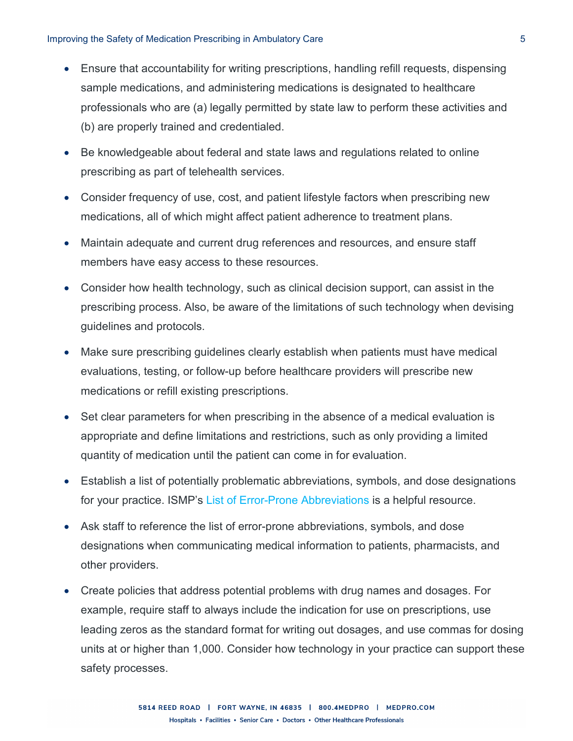- Ensure that accountability for writing prescriptions, handling refill requests, dispensing sample medications, and administering medications is designated to healthcare professionals who are (a) legally permitted by state law to perform these activities and (b) are properly trained and credentialed.
- Be knowledgeable about federal and state laws and regulations related to online prescribing as part of telehealth services.
- Consider frequency of use, cost, and patient lifestyle factors when prescribing new medications, all of which might affect patient adherence to treatment plans.
- Maintain adequate and current drug references and resources, and ensure staff members have easy access to these resources.
- Consider how health technology, such as clinical decision support, can assist in the prescribing process. Also, be aware of the limitations of such technology when devising guidelines and protocols.
- Make sure prescribing guidelines clearly establish when patients must have medical evaluations, testing, or follow-up before healthcare providers will prescribe new medications or refill existing prescriptions.
- Set clear parameters for when prescribing in the absence of a medical evaluation is appropriate and define limitations and restrictions, such as only providing a limited quantity of medication until the patient can come in for evaluation.
- Establish a list of potentially problematic abbreviations, symbols, and dose designations for your practice. ISMP's List of Error-Prone Abbreviations is a helpful resource.
- Ask staff to reference the list of error-prone abbreviations, symbols, and dose designations when communicating medical information to patients, pharmacists, and other providers.
- Create policies that address potential problems with drug names and dosages. For example, require staff to always include the indication for use on prescriptions, use leading zeros as the standard format for writing out dosages, and use commas for dosing units at or higher than 1,000. Consider how technology in your practice can support these safety processes.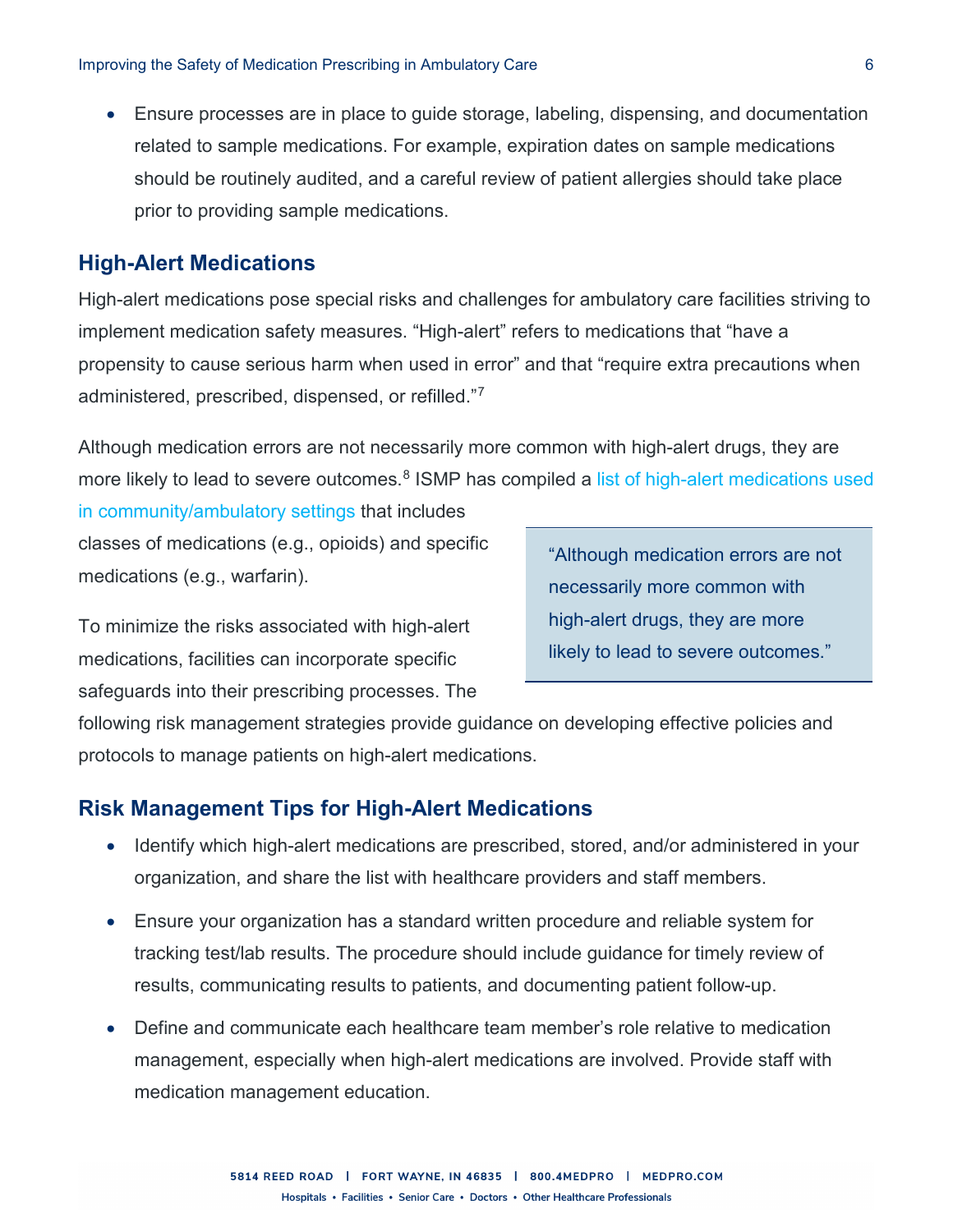- Ensure processes are in place to guide storage, labeling, dispensing, and documentation related to sample medications. For example, expiration dates on sample medications should be routinely audited, and a careful review of patient allergies should take place prior to providing sample medications.

## High-Alert Medications

High-alert medications pose special risks and challenges for ambulatory care facilities striving to implement medication safety measures. “High-alert” refers to medications that “have a propensity to cause serious harm when used in error” and that “require extra precautions when administered, prescribed, dispensed, or refilled.”[7]

Although medication errors are not necessarily more common with high-alert drugs, they are more likely to lead to severe outcomes.[8] ISMP has compiled a list of high-alert medications used in community/ambulatory settings that includes classes of medications (e.g., opioids) and specific medications (e.g., warfarin).

> “Although medication errors are not necessarily more common with high-alert drugs, they are more likely to lead to severe outcomes.”

To minimize the risks associated with high-alert medications, facilities can incorporate specific safeguards into their prescribing processes. The following risk management strategies provide guidance on developing effective policies and protocols to manage patients on high-alert medications.

## Risk Management Tips for High-Alert Medications

- Identify which high-alert medications are prescribed, stored, and/or administered in your organization, and share the list with healthcare providers and staff members.
- Ensure your organization has a standard written procedure and reliable system for tracking test/lab results. The procedure should include guidance for timely review of results, communicating results to patients, and documenting patient follow-up.
- Define and communicate each healthcare team member’s role relative to medication management, especially when high-alert medications are involved. Provide staff with medication management education.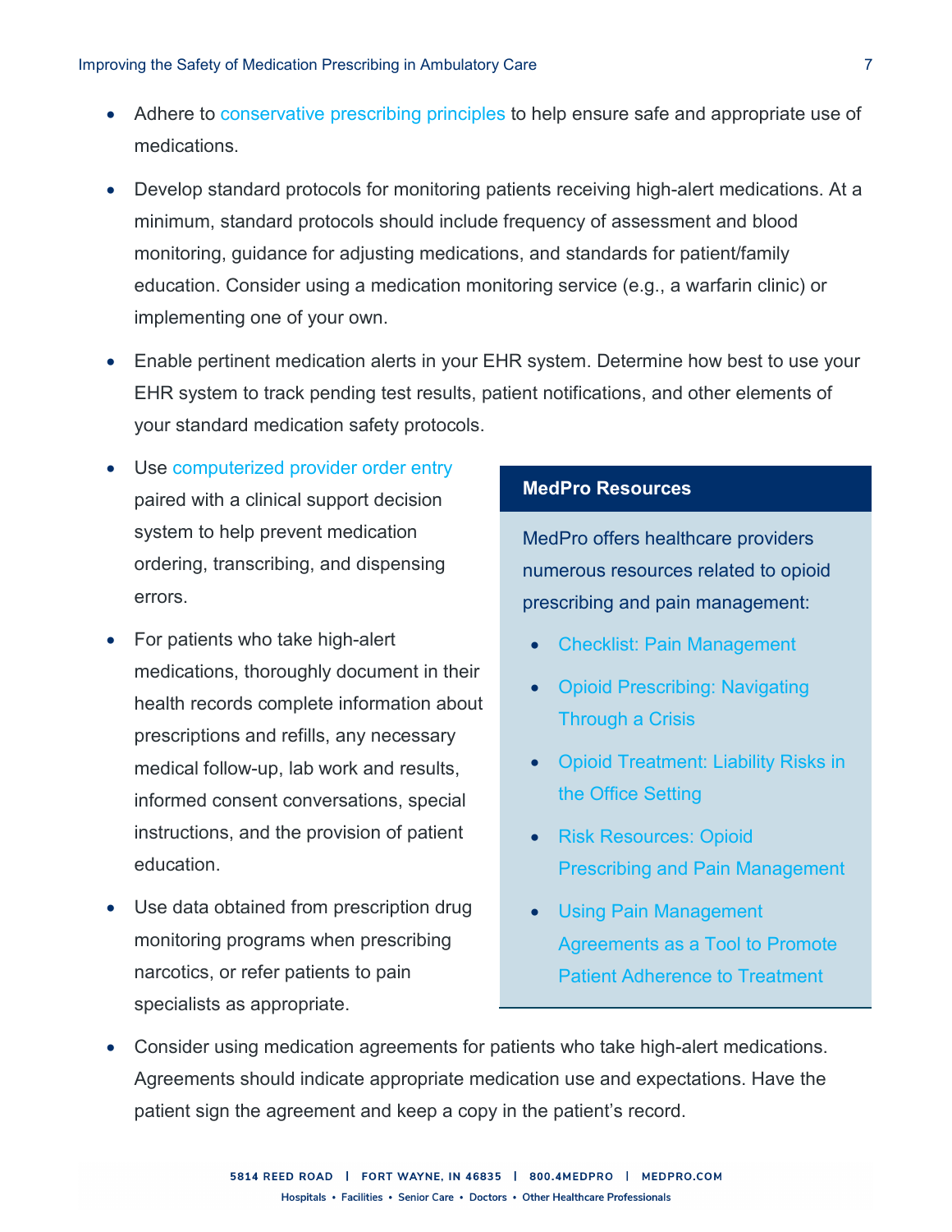- Adhere to conservative prescribing principles to help ensure safe and appropriate use of medications.
- Develop standard protocols for monitoring patients receiving high-alert medications. At a minimum, standard protocols should include frequency of assessment and blood monitoring, guidance for adjusting medications, and standards for patient/family education. Consider using a medication monitoring service (e.g., a warfarin clinic) or implementing one of your own.
- Enable pertinent medication alerts in your EHR system. Determine how best to use your EHR system to track pending test results, patient notifications, and other elements of your standard medication safety protocols.
- Use computerized provider order entry paired with a clinical support decision system to help prevent medication ordering, transcribing, and dispensing errors.
- For patients who take high-alert medications, thoroughly document in their health records complete information about prescriptions and refills, any necessary medical follow-up, lab work and results, informed consent conversations, special instructions, and the provision of patient education.
- Use data obtained from prescription drug monitoring programs when prescribing narcotics, or refer patients to pain specialists as appropriate.
- Consider using medication agreements for patients who take high-alert medications. Agreements should indicate appropriate medication use and expectations. Have the patient sign the agreement and keep a copy in the patient's record.

**MedPro Resources**

MedPro offers healthcare providers numerous resources related to opioid prescribing and pain management:

- Checklist: Pain Management
- Opioid Prescribing: Navigating Through a Crisis
- Opioid Treatment: Liability Risks in the Office Setting
- Risk Resources: Opioid Prescribing and Pain Management
- Using Pain Management Agreements as a Tool to Promote Patient Adherence to Treatment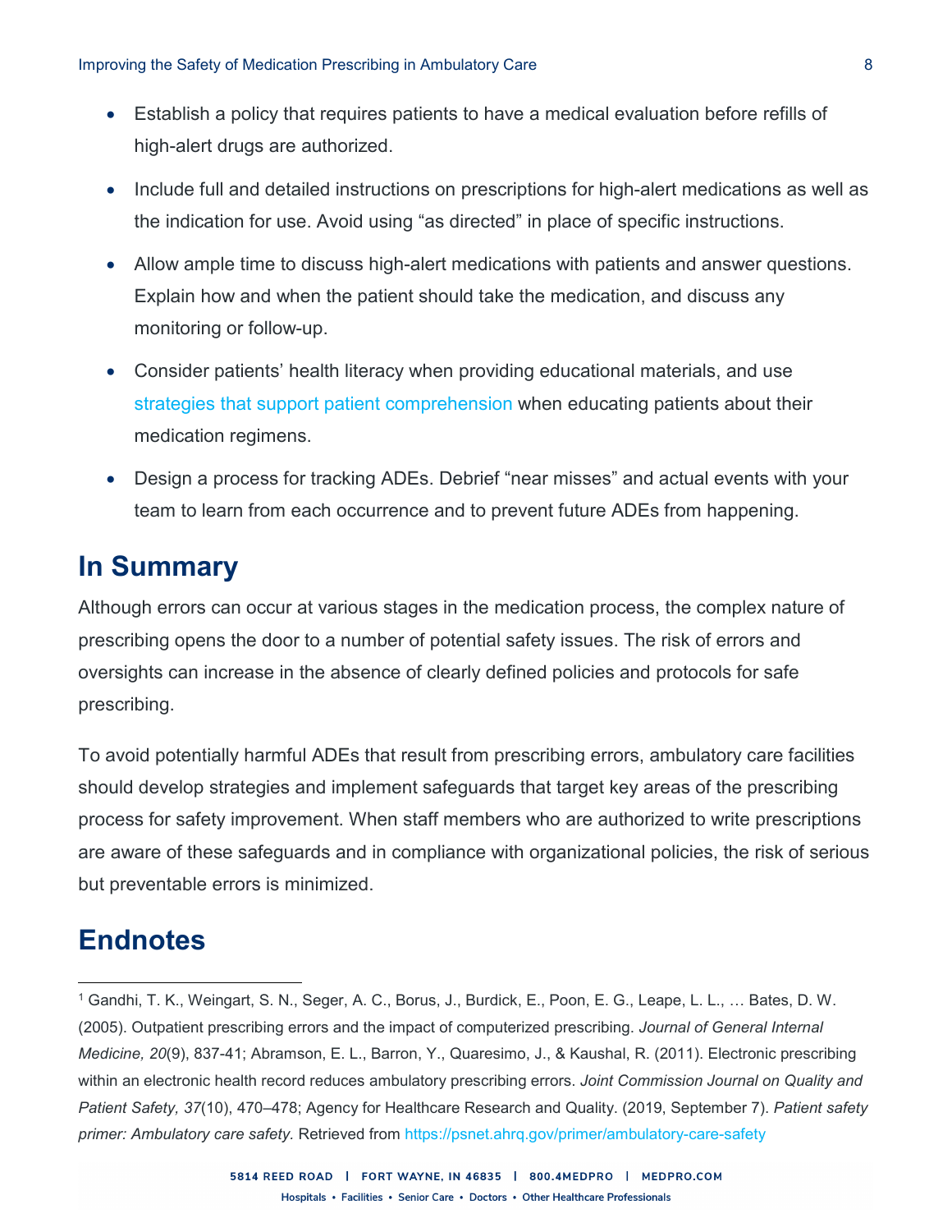- Establish a policy that requires patients to have a medical evaluation before refills of high-alert drugs are authorized.
- Include full and detailed instructions on prescriptions for high-alert medications as well as the indication for use. Avoid using "as directed" in place of specific instructions.
- Allow ample time to discuss high-alert medications with patients and answer questions. Explain how and when the patient should take the medication, and discuss any monitoring or follow-up.
- Consider patients' health literacy when providing educational materials, and use strategies that support patient comprehension when educating patients about their medication regimens.
- Design a process for tracking ADEs. Debrief "near misses" and actual events with your team to learn from each occurrence and to prevent future ADEs from happening.

## In Summary

Although errors can occur at various stages in the medication process, the complex nature of prescribing opens the door to a number of potential safety issues. The risk of errors and oversights can increase in the absence of clearly defined policies and protocols for safe prescribing.

To avoid potentially harmful ADEs that result from prescribing errors, ambulatory care facilities should develop strategies and implement safeguards that target key areas of the prescribing process for safety improvement. When staff members who are authorized to write prescriptions are aware of these safeguards and in compliance with organizational policies, the risk of serious but preventable errors is minimized.

## Endnotes

[1] Gandhi, T. K., Weingart, S. N., Seger, A. C., Borus, J., Burdick, E., Poon, E. G., Leape, L. L., … Bates, D. W. (2005). Outpatient prescribing errors and the impact of computerized prescribing. *Journal of General Internal Medicine, 20*(9), 837-41; Abramson, E. L., Barron, Y., Quaresimo, J., & Kaushal, R. (2011). Electronic prescribing within an electronic health record reduces ambulatory prescribing errors. *Joint Commission Journal on Quality and Patient Safety, 37*(10), 470–478; Agency for Healthcare Research and Quality. (2019, September 7). *Patient safety primer: Ambulatory care safety.* Retrieved from https://psnet.ahrq.gov/primer/ambulatory-care-safety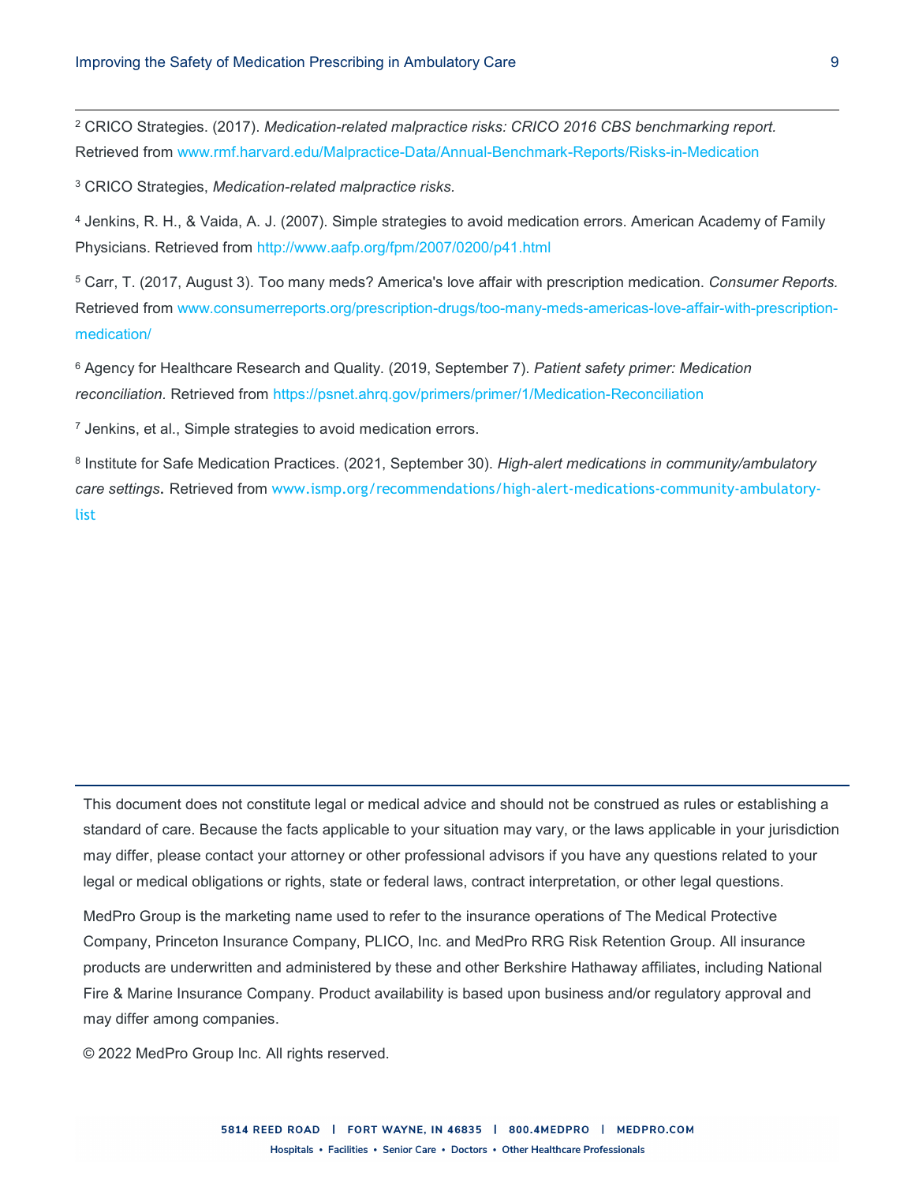[2] CRICO Strategies. (2017). *Medication-related malpractice risks: CRICO 2016 CBS benchmarking report.* Retrieved from www.rmf.harvard.edu/Malpractice-Data/Annual-Benchmark-Reports/Risks-in-Medication

[3] CRICO Strategies, *Medication-related malpractice risks*.

[4] Jenkins, R. H., & Vaida, A. J. (2007). Simple strategies to avoid medication errors. American Academy of Family Physicians. Retrieved from http://www.aafp.org/fpm/2007/0200/p41.html

[5] Carr, T. (2017, August 3). Too many meds? America's love affair with prescription medication. *Consumer Reports.* Retrieved from www.consumerreports.org/prescription-drugs/too-many-meds-americas-love-affair-with-prescription-medication/

[6] Agency for Healthcare Research and Quality. (2019, September 7). *Patient safety primer: Medication reconciliation*. Retrieved from https://psnet.ahrq.gov/primers/primer/1/Medication-Reconciliation

[7] Jenkins, et al., Simple strategies to avoid medication errors.

[8] Institute for Safe Medication Practices. (2021, September 30). *High-alert medications in community/ambulatory care settings*. Retrieved from www.ismp.org/recommendations/high-alert-medications-community-ambulatory-list

---

This document does not constitute legal or medical advice and should not be construed as rules or establishing a standard of care. Because the facts applicable to your situation may vary, or the laws applicable in your jurisdiction may differ, please contact your attorney or other professional advisors if you have any questions related to your legal or medical obligations or rights, state or federal laws, contract interpretation, or other legal questions.

MedPro Group is the marketing name used to refer to the insurance operations of The Medical Protective Company, Princeton Insurance Company, PLICO, Inc. and MedPro RRG Risk Retention Group. All insurance products are underwritten and administered by these and other Berkshire Hathaway affiliates, including National Fire & Marine Insurance Company. Product availability is based upon business and/or regulatory approval and may differ among companies.

© 2022 MedPro Group Inc. All rights reserved.

5814 REED ROAD | FORT WAYNE, IN 46835 | 800.4MEDPRO | MEDPRO.COM

Hospitals • Facilities • Senior Care • Doctors • Other Healthcare Professionals